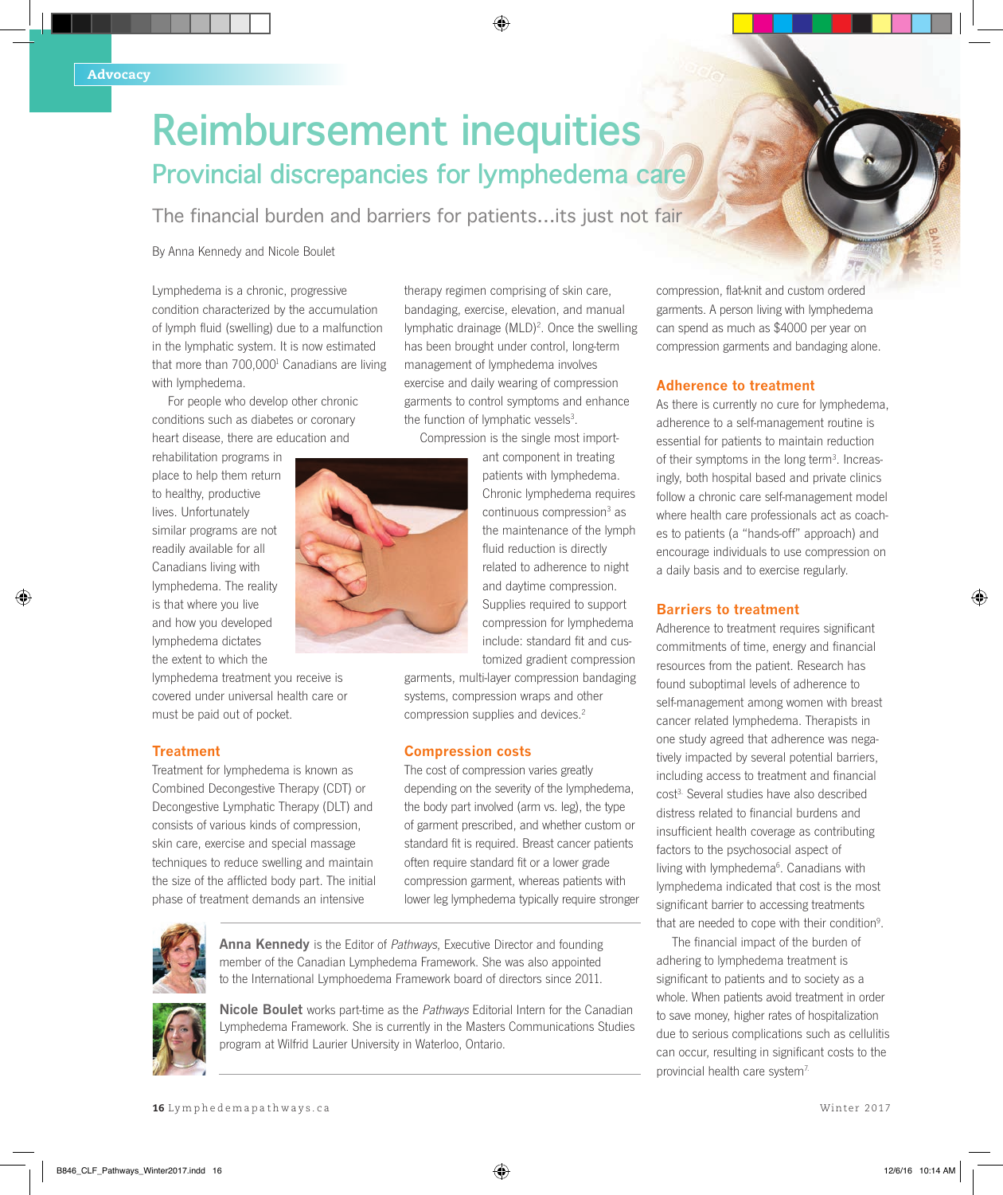Advocacy

# Reimbursement inequities

## Provincial discrepancies for lymphedema care

The financial burden and barriers for patients...its just not fair

By Anna Kennedy and Nicole Boulet

Lymphedema is a chronic, progressive condition characterized by the accumulation of lymph fluid (swelling) due to a malfunction in the lymphatic system. It is now estimated that more than 700,000[1] Canadians are living with lymphedema.

For people who develop other chronic conditions such as diabetes or coronary heart disease, there are education and rehabilitation programs in place to help them return to healthy, productive lives. Unfortunately similar programs are not readily available for all Canadians living with lymphedema. The reality is that where you live and how you developed lymphedema dictates the extent to which the lymphedema treatment you receive is covered under universal health care or must be paid out of pocket.

### Treatment

Treatment for lymphedema is known as Combined Decongestive Therapy (CDT) or Decongestive Lymphatic Therapy (DLT) and consists of various kinds of compression, skin care, exercise and special massage techniques to reduce swelling and maintain the size of the afflicted body part. The initial phase of treatment demands an intensive therapy regimen comprising of skin care, bandaging, exercise, elevation, and manual lymphatic drainage (MLD)[2]. Once the swelling has been brought under control, long-term management of lymphedema involves exercise and daily wearing of compression garments to control symptoms and enhance the function of lymphatic vessels[3].

Compression is the single most important component in treating patients with lymphedema. Chronic lymphedema requires continuous compression[3] as the maintenance of the lymph fluid reduction is directly related to adherence to night and daytime compression. Supplies required to support compression for lymphedema include: standard fit and customized gradient compression garments, multi-layer compression bandaging systems, compression wraps and other compression supplies and devices.[2]

### Compression costs

The cost of compression varies greatly depending on the severity of the lymphedema, the body part involved (arm vs. leg), the type of garment prescribed, and whether custom or standard fit is required. Breast cancer patients often require standard fit or a lower grade compression garment, whereas patients with lower leg lymphedema typically require stronger compression, flat-knit and custom ordered garments. A person living with lymphedema can spend as much as $4000 per year on compression garments and bandaging alone.

### Adherence to treatment

As there is currently no cure for lymphedema, adherence to a self-management routine is essential for patients to maintain reduction of their symptoms in the long term[3]. Increasingly, both hospital based and private clinics follow a chronic care self-management model where health care professionals act as coaches to patients (a "hands-off" approach) and encourage individuals to use compression on a daily basis and to exercise regularly.

### Barriers to treatment

Adherence to treatment requires significant commitments of time, energy and financial resources from the patient. Research has found suboptimal levels of adherence to self-management among women with breast cancer related lymphedema. Therapists in one study agreed that adherence was negatively impacted by several potential barriers, including access to treatment and financial cost[3]. Several studies have also described distress related to financial burdens and insufficient health coverage as contributing factors to the psychosocial aspect of living with lymphedema[6]. Canadians with lymphedema indicated that cost is the most significant barrier to accessing treatments that are needed to cope with their condition[9].

The financial impact of the burden of adhering to lymphedema treatment is significant to patients and to society as a whole. When patients avoid treatment in order to save money, higher rates of hospitalization due to serious complications such as cellulitis can occur, resulting in significant costs to the provincial health care system[7].

**Anna Kennedy** is the Editor of *Pathways*, Executive Director and founding member of the Canadian Lymphedema Framework. She was also appointed to the International Lymphoedema Framework board of directors since 2011.

**Nicole Boulet** works part-time as the *Pathways* Editorial Intern for the Canadian Lymphedema Framework. She is currently in the Masters Communications Studies program at Wilfrid Laurier University in Waterloo, Ontario.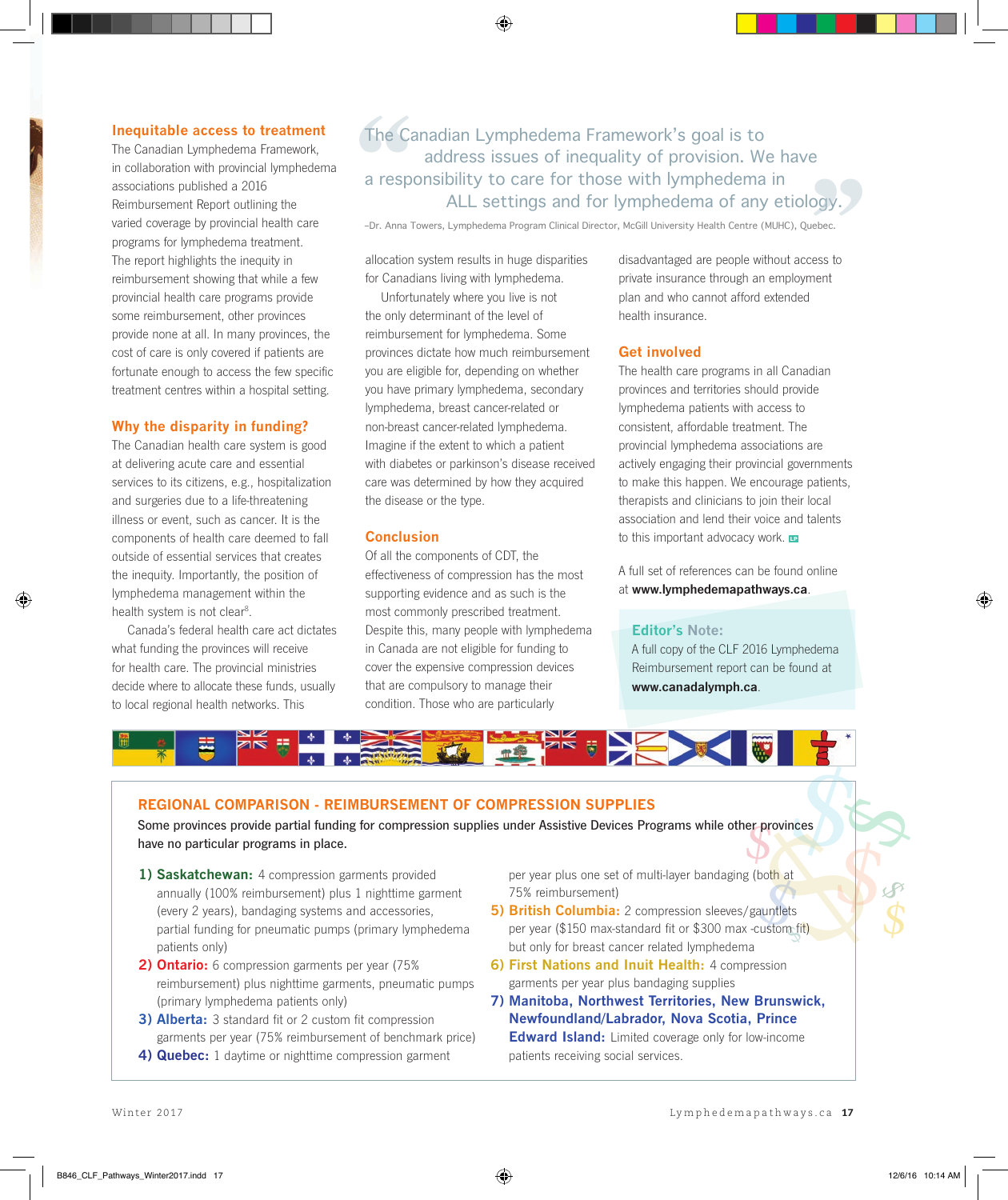## Inequitable access to treatment

The Canadian Lymphedema Framework, in collaboration with provincial lymphedema associations published a 2016 Reimbursement Report outlining the varied coverage by provincial health care programs for lymphedema treatment. The report highlights the inequity in reimbursement showing that while a few provincial health care programs provide some reimbursement, other provinces provide none at all. In many provinces, the cost of care is only covered if patients are fortunate enough to access the few specific treatment centres within a hospital setting.

> The Canadian Lymphedema Framework's goal is to address issues of inequality of provision. We have a responsibility to care for those with lymphedema in ALL settings and for lymphedema of any etiology.
>
> –Dr. Anna Towers, Lymphedema Program Clinical Director, McGill University Health Centre (MUHC), Quebec.

## Why the disparity in funding?

The Canadian health care system is good at delivering acute care and essential services to its citizens, e.g., hospitalization and surgeries due to a life-threatening illness or event, such as cancer. It is the components of health care deemed to fall outside of essential services that creates the inequity. Importantly, the position of lymphedema management within the health system is not clear[8].

Canada's federal health care act dictates what funding the provinces will receive for health care. The provincial ministries decide where to allocate these funds, usually to local regional health networks. This allocation system results in huge disparities for Canadians living with lymphedema.

Unfortunately where you live is not the only determinant of the level of reimbursement for lymphedema. Some provinces dictate how much reimbursement you are eligible for, depending on whether you have primary lymphedema, secondary lymphedema, breast cancer-related or non-breast cancer-related lymphedema. Imagine if the extent to which a patient with diabetes or parkinson's disease received care was determined by how they acquired the disease or the type.

## Conclusion

Of all the components of CDT, the effectiveness of compression has the most supporting evidence and as such is the most commonly prescribed treatment. Despite this, many people with lymphedema in Canada are not eligible for funding to cover the expensive compression devices that are compulsory to manage their condition. Those who are particularly disadvantaged are people without access to private insurance through an employment plan and who cannot afford extended health insurance.

## Get involved

The health care programs in all Canadian provinces and territories should provide lymphedema patients with access to consistent, affordable treatment. The provincial lymphedema associations are actively engaging their provincial governments to make this happen. We encourage patients, therapists and clinicians to join their local association and lend their voice and talents to this important advocacy work.

A full set of references can be found online at **www.lymphedemapathways.ca**.

**Editor's Note:**
A full copy of the CLF 2016 Lymphedema Reimbursement report can be found at **www.canadalymph.ca**.

## REGIONAL COMPARISON - REIMBURSEMENT OF COMPRESSION SUPPLIES

Some provinces provide partial funding for compression supplies under Assistive Devices Programs while other provinces have no particular programs in place.

1) **Saskatchewan:** 4 compression garments provided annually (100% reimbursement) plus 1 nighttime garment (every 2 years), bandaging systems and accessories, partial funding for pneumatic pumps (primary lymphedema patients only)
2) **Ontario:** 6 compression garments per year (75% reimbursement) plus nighttime garments, pneumatic pumps (primary lymphedema patients only)
3) **Alberta:** 3 standard fit or 2 custom fit compression garments per year (75% reimbursement of benchmark price)
4) **Quebec:** 1 daytime or nighttime compression garment per year plus one set of multi-layer bandaging (both at 75% reimbursement)
5) **British Columbia:** 2 compression sleeves/gauntlets per year ($150 max-standard fit or $300 max -custom fit) but only for breast cancer related lymphedema
6) **First Nations and Inuit Health:** 4 compression garments per year plus bandaging supplies
7) **Manitoba, Northwest Territories, New Brunswick, Newfoundland/Labrador, Nova Scotia, Prince Edward Island:** Limited coverage only for low-income patients receiving social services.